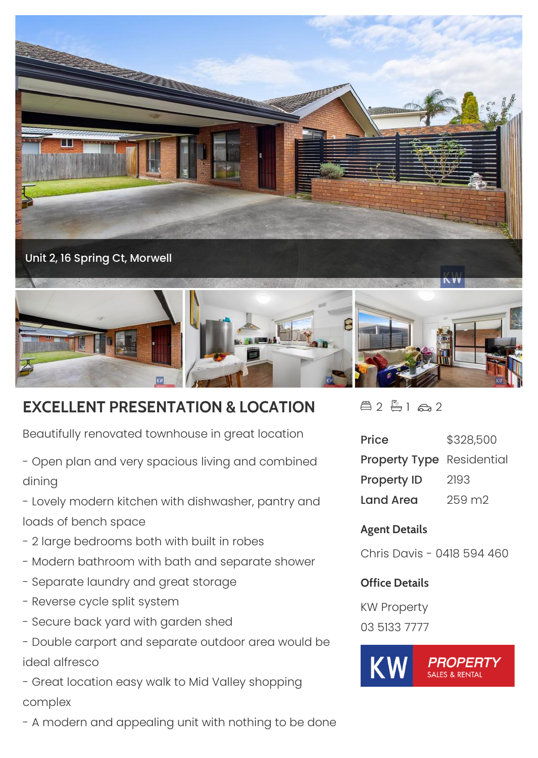Unit 2, 16 Spring Ct, Morwell

# EXCELLENT PRESENTATION & LOCATION

Beautifully renovated townhouse in great location

- Open plan and very spacious living and combined dining
- Lovely modern kitchen with dishwasher, pantry and loads of bench space
- 2 large bedrooms both with built in robes
- Modern bathroom with bath and separate shower
- Separate laundry and great storage
- Reverse cycle split system
- Secure back yard with garden shed
- Double carport and separate outdoor area would be ideal alfresco
- Great location easy walk to Mid Valley shopping complex
- A modern and appealing unit with nothing to be done

2 1 2

| | |
|---|---|
| **Price** | $328,500 |
| **Property Type** | Residential |
| **Property ID** | 2193 |
| **Land Area** | 259 m2 |

**Agent Details**

Chris Davis - 0418 594 460

**Office Details**

KW Property

03 5133 7777

KW PROPERTY SALES & RENTAL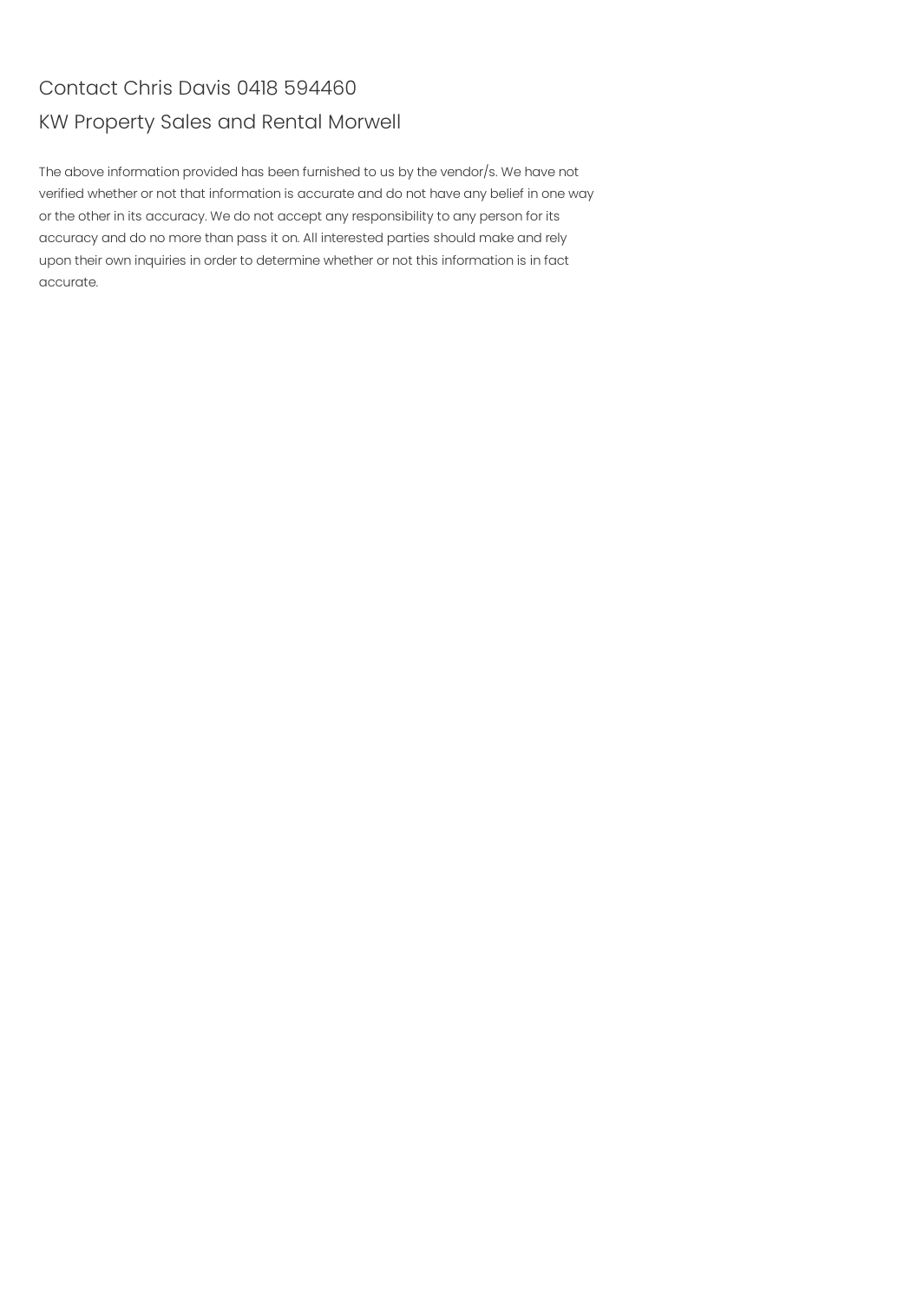Contact Chris Davis 0418 594460

KW Property Sales and Rental Morwell

The above information provided has been furnished to us by the vendor/s. We have not verified whether or not that information is accurate and do not have any belief in one way or the other in its accuracy. We do not accept any responsibility to any person for its accuracy and do no more than pass it on. All interested parties should make and rely upon their own inquiries in order to determine whether or not this information is in fact accurate.